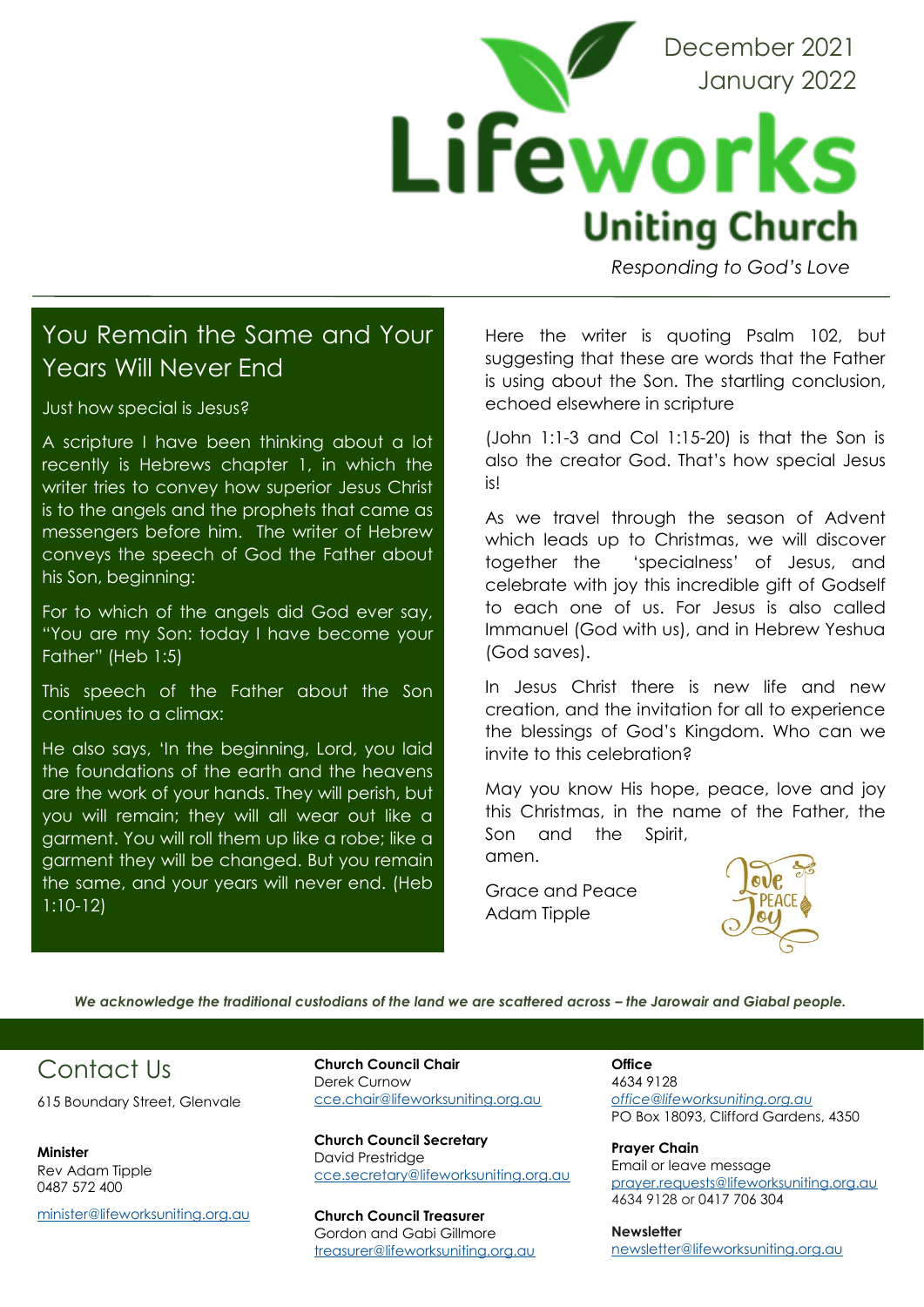December 2021
January 2022

# Lifeworks Uniting Church

*Responding to God's Love*

## You Remain the Same and Your Years Will Never End

Just how special is Jesus?

A scripture I have been thinking about a lot recently is Hebrews chapter 1, in which the writer tries to convey how superior Jesus Christ is to the angels and the prophets that came as messengers before him. The writer of Hebrew conveys the speech of God the Father about his Son, beginning:

For to which of the angels did God ever say, "You are my Son: today I have become your Father" (Heb 1:5)

This speech of the Father about the Son continues to a climax:

He also says, 'In the beginning, Lord, you laid the foundations of the earth and the heavens are the work of your hands. They will perish, but you will remain; they will all wear out like a garment. You will roll them up like a robe; like a garment they will be changed. But you remain the same, and your years will never end. (Heb 1:10-12)

Here the writer is quoting Psalm 102, but suggesting that these are words that the Father is using about the Son. The startling conclusion, echoed elsewhere in scripture

(John 1:1-3 and Col 1:15-20) is that the Son is also the creator God. That's how special Jesus is!

As we travel through the season of Advent which leads up to Christmas, we will discover together the 'specialness' of Jesus, and celebrate with joy this incredible gift of Godself to each one of us. For Jesus is also called Immanuel (God with us), and in Hebrew Yeshua (God saves).

In Jesus Christ there is new life and new creation, and the invitation for all to experience the blessings of God's Kingdom. Who can we invite to this celebration?

May you know His hope, peace, love and joy this Christmas, in the name of the Father, the Son and the Spirit, amen.

Grace and Peace
Adam Tipple

*We acknowledge the traditional custodians of the land we are scattered across – the Jarowair and Giabal people.*

## Contact Us

615 Boundary Street, Glenvale

**Minister**
Rev Adam Tipple
0487 572 400
minister@lifeworksuniting.org.au

**Church Council Chair**
Derek Curnow
cce.chair@lifeworksuniting.org.au

**Church Council Secretary**
David Prestridge
cce.secretary@lifeworksuniting.org.au

**Church Council Treasurer**
Gordon and Gabi Gillmore
treasurer@lifeworksuniting.org.au

**Office**
4634 9128
*office@lifeworksuniting.org.au*
PO Box 18093, Clifford Gardens, 4350

**Prayer Chain**
Email or leave message
prayer.requests@lifeworksuniting.org.au
4634 9128 or 0417 706 304

**Newsletter**
newsletter@lifeworksuniting.org.au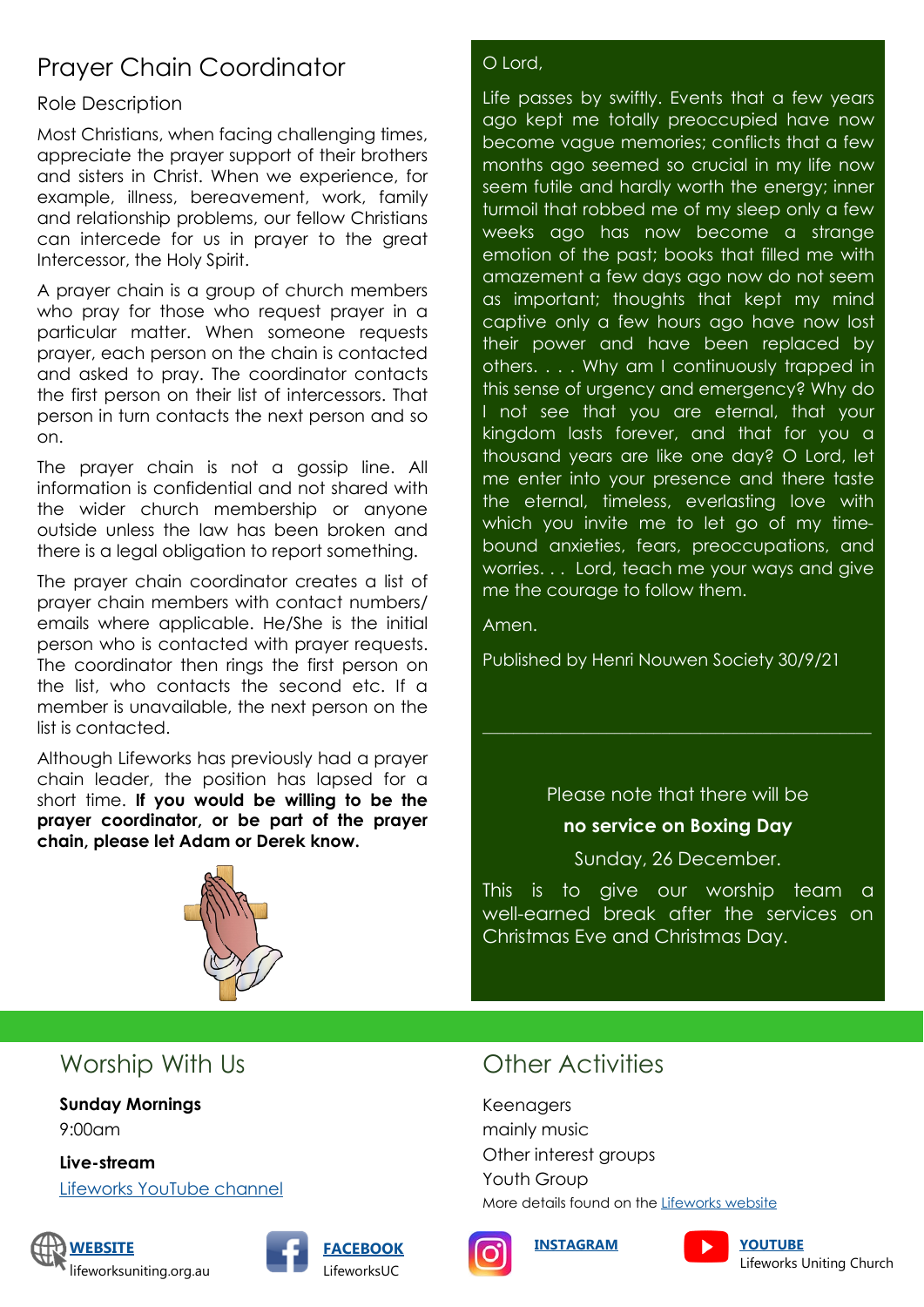# Prayer Chain Coordinator

Role Description

Most Christians, when facing challenging times, appreciate the prayer support of their brothers and sisters in Christ. When we experience, for example, illness, bereavement, work, family and relationship problems, our fellow Christians can intercede for us in prayer to the great Intercessor, the Holy Spirit.

A prayer chain is a group of church members who pray for those who request prayer in a particular matter. When someone requests prayer, each person on the chain is contacted and asked to pray. The coordinator contacts the first person on their list of intercessors. That person in turn contacts the next person and so on.

The prayer chain is not a gossip line. All information is confidential and not shared with the wider church membership or anyone outside unless the law has been broken and there is a legal obligation to report something.

The prayer chain coordinator creates a list of prayer chain members with contact numbers/ emails where applicable. He/She is the initial person who is contacted with prayer requests. The coordinator then rings the first person on the list, who contacts the second etc. If a member is unavailable, the next person on the list is contacted.

Although Lifeworks has previously had a prayer chain leader, the position has lapsed for a short time. **If you would be willing to be the prayer coordinator, or be part of the prayer chain, please let Adam or Derek know.**

O Lord,

Life passes by swiftly. Events that a few years ago kept me totally preoccupied have now become vague memories; conflicts that a few months ago seemed so crucial in my life now seem futile and hardly worth the energy; inner turmoil that robbed me of my sleep only a few weeks ago has now become a strange emotion of the past; books that filled me with amazement a few days ago now do not seem as important; thoughts that kept my mind captive only a few hours ago have now lost their power and have been replaced by others. . . . Why am I continuously trapped in this sense of urgency and emergency? Why do I not see that you are eternal, that your kingdom lasts forever, and that for you a thousand years are like one day? O Lord, let me enter into your presence and there taste the eternal, timeless, everlasting love with which you invite me to let go of my time-bound anxieties, fears, preoccupations, and worries. . . Lord, teach me your ways and give me the courage to follow them.

Amen.

Published by Henri Nouwen Society 30/9/21

---

Please note that there will be

**no service on Boxing Day**

Sunday, 26 December.

This is to give our worship team a well-earned break after the services on Christmas Eve and Christmas Day.

## Worship With Us

**Sunday Mornings**
9:00am

**Live-stream**
[Lifeworks YouTube channel]

## Other Activities

Keenagers
mainly music
Other interest groups
Youth Group
More details found on the [Lifeworks website]

**WEBSITE** lifeworksuniting.org.au
**FACEBOOK** LifeworksUC
**INSTAGRAM**
**YOUTUBE** Lifeworks Uniting Church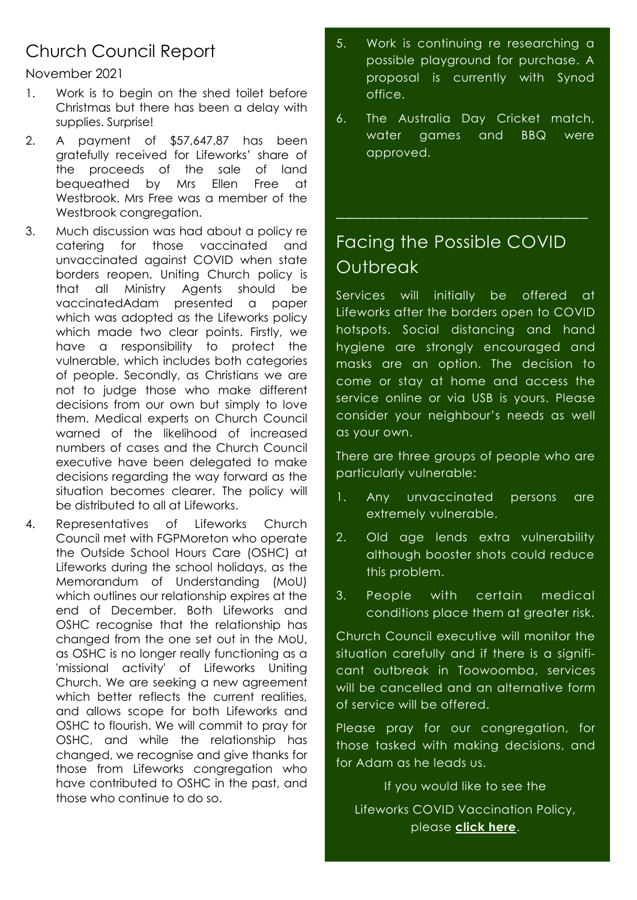## Church Council Report

November 2021

1. Work is to begin on the shed toilet before Christmas but there has been a delay with supplies. Surprise!
2. A payment of $57,647.87 has been gratefully received for Lifeworks' share of the proceeds of the sale of land bequeathed by Mrs Ellen Free at Westbrook. Mrs Free was a member of the Westbrook congregation.
3. Much discussion was had about a policy re catering for those vaccinated and unvaccinated against COVID when state borders reopen. Uniting Church policy is that all Ministry Agents should be vaccinatedAdam presented a paper which was adopted as the Lifeworks policy which made two clear points. Firstly, we have a responsibility to protect the vulnerable, which includes both categories of people. Secondly, as Christians we are not to judge those who make different decisions from our own but simply to love them. Medical experts on Church Council warned of the likelihood of increased numbers of cases and the Church Council executive have been delegated to make decisions regarding the way forward as the situation becomes clearer. The policy will be distributed to all at Lifeworks.
4. Representatives of Lifeworks Church Council met with FGPMoreton who operate the Outside School Hours Care (OSHC) at Lifeworks during the school holidays, as the Memorandum of Understanding (MoU) which outlines our relationship expires at the end of December. Both Lifeworks and OSHC recognise that the relationship has changed from the one set out in the MoU, as OSHC is no longer really functioning as a 'missional activity' of Lifeworks Uniting Church. We are seeking a new agreement which better reflects the current realities, and allows scope for both Lifeworks and OSHC to flourish. We will commit to pray for OSHC, and while the relationship has changed, we recognise and give thanks for those from Lifeworks congregation who have contributed to OSHC in the past, and those who continue to do so.
5. Work is continuing re researching a possible playground for purchase. A proposal is currently with Synod office.
6. The Australia Day Cricket match, water games and BBQ were approved.

---

## Facing the Possible COVID Outbreak

Services will initially be offered at Lifeworks after the borders open to COVID hotspots. Social distancing and hand hygiene are strongly encouraged and masks are an option. The decision to come or stay at home and access the service online or via USB is yours. Please consider your neighbour's needs as well as your own.

There are three groups of people who are particularly vulnerable:

1. Any unvaccinated persons are extremely vulnerable.
2. Old age lends extra vulnerability although booster shots could reduce this problem.
3. People with certain medical conditions place them at greater risk.

Church Council executive will monitor the situation carefully and if there is a significant outbreak in Toowoomba, services will be cancelled and an alternative form of service will be offered.

Please pray for our congregation, for those tasked with making decisions, and for Adam as he leads us.

If you would like to see the

Lifeworks COVID Vaccination Policy, please **click here**.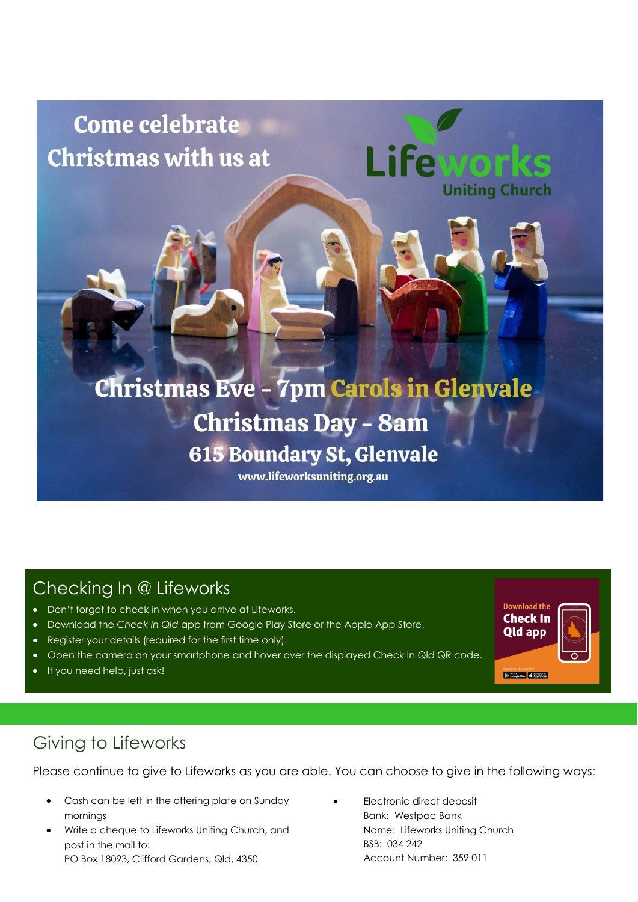Come celebrate
Christmas with us at

Lifeworks
Uniting Church

Christmas Eve - 7pm Carols in Glenvale
Christmas Day - 8am
615 Boundary St, Glenvale
www.lifeworksuniting.org.au

## Checking In @ Lifeworks

- Don't forget to check in when you arrive at Lifeworks.
- Download the *Check In Qld* app from Google Play Store or the Apple App Store.
- Register your details (required for the first time only).
- Open the camera on your smartphone and hover over the displayed Check In Qld QR code.
- If you need help, just ask!

Download the
**Check In Qld app**

## Giving to Lifeworks

Please continue to give to Lifeworks as you are able. You can choose to give in the following ways:

- Cash can be left in the offering plate on Sunday mornings
- Write a cheque to Lifeworks Uniting Church, and post in the mail to:
  PO Box 18093, Clifford Gardens, Qld, 4350
- Electronic direct deposit
  Bank: Westpac Bank
  Name: Lifeworks Uniting Church
  BSB: 034 242
  Account Number: 359 011